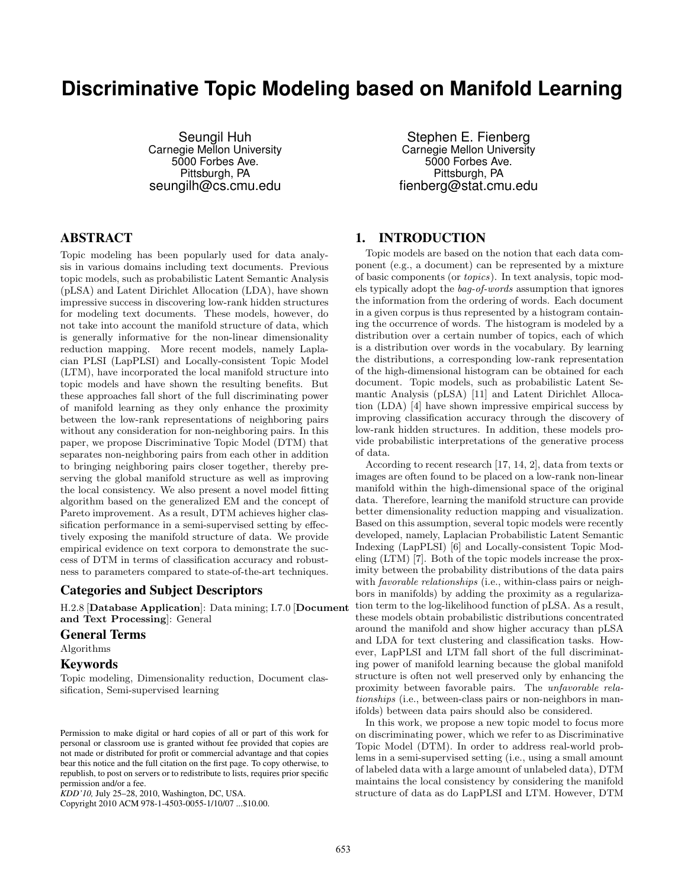# Discriminative Topic Modeling based on Manifold Learning

Seungil Huh
Carnegie Mellon University
5000 Forbes Ave.
Pittsburgh, PA
seungilh@cs.cmu.edu

Stephen E. Fienberg
Carnegie Mellon University
5000 Forbes Ave.
Pittsburgh, PA
fienberg@stat.cmu.edu

## ABSTRACT

Topic modeling has been popularly used for data analysis in various domains including text documents. Previous topic models, such as probabilistic Latent Semantic Analysis (pLSA) and Latent Dirichlet Allocation (LDA), have shown impressive success in discovering low-rank hidden structures for modeling text documents. These models, however, do not take into account the manifold structure of data, which is generally informative for the non-linear dimensionality reduction mapping. More recent models, namely Laplacian PLSI (LapPLSI) and Locally-consistent Topic Model (LTM), have incorporated the local manifold structure into topic models and have shown the resulting benefits. But these approaches fall short of the full discriminating power of manifold learning as they only enhance the proximity between the low-rank representations of neighboring pairs without any consideration for non-neighboring pairs. In this paper, we propose Discriminative Topic Model (DTM) that separates non-neighboring pairs from each other in addition to bringing neighboring pairs closer together, thereby preserving the global manifold structure as well as improving the local consistency. We also present a novel model fitting algorithm based on the generalized EM and the concept of Pareto improvement. As a result, DTM achieves higher classification performance in a semi-supervised setting by effectively exposing the manifold structure of data. We provide empirical evidence on text corpora to demonstrate the success of DTM in terms of classification accuracy and robustness to parameters compared to state-of-the-art techniques.

### Categories and Subject Descriptors

H.2.8 [**Database Application**]: Data mining; I.7.0 [**Document and Text Processing**]: General

### General Terms

Algorithms

### Keywords

Topic modeling, Dimensionality reduction, Document classification, Semi-supervised learning

Permission to make digital or hard copies of all or part of this work for personal or classroom use is granted without fee provided that copies are not made or distributed for profit or commercial advantage and that copies bear this notice and the full citation on the first page. To copy otherwise, to republish, to post on servers or to redistribute to lists, requires prior specific permission and/or a fee.
*KDD'10,* July 25–28, 2010, Washington, DC, USA.
Copyright 2010 ACM 978-1-4503-0055-1/10/07 ...$10.00.

## 1. INTRODUCTION

Topic models are based on the notion that each data component (e.g., a document) can be represented by a mixture of basic components (or *topics*). In text analysis, topic models typically adopt the *bag-of-words* assumption that ignores the information from the ordering of words. Each document in a given corpus is thus represented by a histogram containing the occurrence of words. The histogram is modeled by a distribution over a certain number of topics, each of which is a distribution over words in the vocabulary. By learning the distributions, a corresponding low-rank representation of the high-dimensional histogram can be obtained for each document. Topic models, such as probabilistic Latent Semantic Analysis (pLSA) [11] and Latent Dirichlet Allocation (LDA) [4] have shown impressive empirical success by improving classification accuracy through the discovery of low-rank hidden structures. In addition, these models provide probabilistic interpretations of the generative process of data.

According to recent research [17, 14, 2], data from texts or images are often found to be placed on a low-rank non-linear manifold within the high-dimensional space of the original data. Therefore, learning the manifold structure can provide better dimensionality reduction mapping and visualization. Based on this assumption, several topic models were recently developed, namely, Laplacian Probabilistic Latent Semantic Indexing (LapPLSI) [6] and Locally-consistent Topic Modeling (LTM) [7]. Both of the topic models increase the proximity between the probability distributions of the data pairs with *favorable relationships* (i.e., within-class pairs or neighbors in manifolds) by adding the proximity as a regularization term to the log-likelihood function of pLSA. As a result, these models obtain probabilistic distributions concentrated around the manifold and show higher accuracy than pLSA and LDA for text clustering and classification tasks. However, LapPLSI and LTM fall short of the full discriminating power of manifold learning because the global manifold structure is often not well preserved only by enhancing the proximity between favorable pairs. The *unfavorable relationships* (i.e., between-class pairs or non-neighbors in manifolds) between data pairs should also be considered.

In this work, we propose a new topic model to focus more on discriminating power, which we refer to as Discriminative Topic Model (DTM). In order to address real-world problems in a semi-supervised setting (i.e., using a small amount of labeled data with a large amount of unlabeled data), DTM maintains the local consistency by considering the manifold structure of data as do LapPLSI and LTM. However, DTM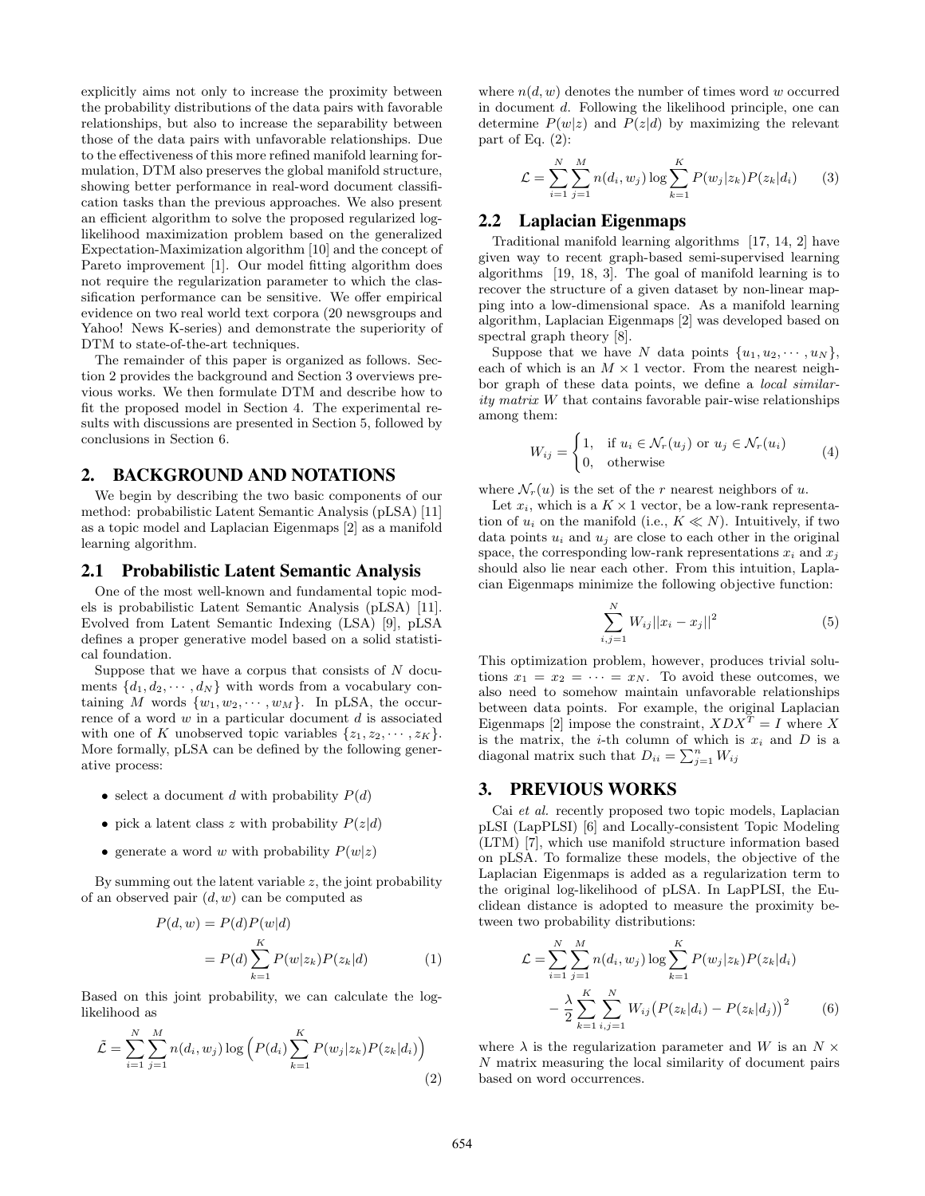explicitly aims not only to increase the proximity between the probability distributions of the data pairs with favorable relationships, but also to increase the separability between those of the data pairs with unfavorable relationships. Due to the effectiveness of this more refined manifold learning formulation, DTM also preserves the global manifold structure, showing better performance in real-word document classification tasks than the previous approaches. We also present an efficient algorithm to solve the proposed regularized log-likelihood maximization problem based on the generalized Expectation-Maximization algorithm [10] and the concept of Pareto improvement [1]. Our model fitting algorithm does not require the regularization parameter to which the classification performance can be sensitive. We offer empirical evidence on two real world text corpora (20 newsgroups and Yahoo! News K-series) and demonstrate the superiority of DTM to state-of-the-art techniques.

The remainder of this paper is organized as follows. Section 2 provides the background and Section 3 overviews previous works. We then formulate DTM and describe how to fit the proposed model in Section 4. The experimental results with discussions are presented in Section 5, followed by conclusions in Section 6.

## 2. BACKGROUND AND NOTATIONS

We begin by describing the two basic components of our method: probabilistic Latent Semantic Analysis (pLSA) [11] as a topic model and Laplacian Eigenmaps [2] as a manifold learning algorithm.

### 2.1 Probabilistic Latent Semantic Analysis

One of the most well-known and fundamental topic models is probabilistic Latent Semantic Analysis (pLSA) [11]. Evolved from Latent Semantic Indexing (LSA) [9], pLSA defines a proper generative model based on a solid statistical foundation.

Suppose that we have a corpus that consists of $N$ documents $\{d_1, d_2, \cdots, d_N\}$ with words from a vocabulary containing $M$ words $\{w_1, w_2, \cdots, w_M\}$. In pLSA, the occurrence of a word $w$ in a particular document $d$ is associated with one of $K$ unobserved topic variables $\{z_1, z_2, \cdots, z_K\}$. More formally, pLSA can be defined by the following generative process:

- select a document $d$ with probability $P(d)$
- pick a latent class $z$ with probability $P(z|d)$
- generate a word $w$ with probability $P(w|z)$

By summing out the latent variable $z$, the joint probability of an observed pair $(d, w)$ can be computed as

$$
\begin{aligned}
P(d, w) &= P(d)P(w|d) \\
&= P(d)\sum_{k=1}^{K} P(w|z_k)P(z_k|d) \qquad (1)
\end{aligned}
$$

Based on this joint probability, we can calculate the log-likelihood as

$$
\tilde{\mathcal{L}} = \sum_{i=1}^{N}\sum_{j=1}^{M} n(d_i, w_j) \log \Big( P(d_i) \sum_{k=1}^{K} P(w_j|z_k)P(z_k|d_i) \Big) \qquad (2)
$$

where $n(d, w)$ denotes the number of times word $w$ occurred in document $d$. Following the likelihood principle, one can determine $P(w|z)$ and $P(z|d)$ by maximizing the relevant part of Eq. (2):

$$
\mathcal{L} = \sum_{i=1}^{N}\sum_{j=1}^{M} n(d_i, w_j) \log \sum_{k=1}^{K} P(w_j|z_k)P(z_k|d_i) \qquad (3)
$$

### 2.2 Laplacian Eigenmaps

Traditional manifold learning algorithms [17, 14, 2] have given way to recent graph-based semi-supervised learning algorithms [19, 18, 3]. The goal of manifold learning is to recover the structure of a given dataset by non-linear mapping into a low-dimensional space. As a manifold learning algorithm, Laplacian Eigenmaps [2] was developed based on spectral graph theory [8].

Suppose that we have $N$ data points $\{u_1, u_2, \cdots, u_N\}$, each of which is an $M \times 1$ vector. From the nearest neighbor graph of these data points, we define a *local similarity matrix* $W$ that contains favorable pair-wise relationships among them:

$$
W_{ij} = \begin{cases} 1, & \text{if } u_i \in \mathcal{N}_r(u_j) \text{ or } u_j \in \mathcal{N}_r(u_i) \\ 0, & \text{otherwise} \end{cases} \qquad (4)
$$

where $\mathcal{N}_r(u)$ is the set of the $r$ nearest neighbors of $u$.

Let $x_i$, which is a $K \times 1$ vector, be a low-rank representation of $u_i$ on the manifold (i.e., $K \ll N$). Intuitively, if two data points $u_i$ and $u_j$ are close to each other in the original space, the corresponding low-rank representations $x_i$ and $x_j$ should also lie near each other. From this intuition, Laplacian Eigenmaps minimize the following objective function:

$$
\sum_{i,j=1}^{N} W_{ij} ||x_i - x_j||^2 \qquad (5)
$$

This optimization problem, however, produces trivial solutions $x_1 = x_2 = \cdots = x_N$. To avoid these outcomes, we also need to somehow maintain unfavorable relationships between data points. For example, the original Laplacian Eigenmaps [2] impose the constraint, $XDX^T = I$ where $X$ is the matrix, the $i$-th column of which is $x_i$ and $D$ is a diagonal matrix such that $D_{ii} = \sum_{j=1}^{n} W_{ij}$

## 3. PREVIOUS WORKS

Cai *et al.* recently proposed two topic models, Laplacian pLSI (LapPLSI) [6] and Locally-consistent Topic Modeling (LTM) [7], which use manifold structure information based on pLSA. To formalize these models, the objective of the Laplacian Eigenmaps is added as a regularization term to the original log-likelihood of pLSA. In LapPLSI, the Euclidean distance is adopted to measure the proximity between two probability distributions:

$$
\begin{aligned}
\mathcal{L} = &\sum_{i=1}^{N}\sum_{j=1}^{M} n(d_i, w_j) \log \sum_{k=1}^{K} P(w_j|z_k)P(z_k|d_i) \\
&- \frac{\lambda}{2} \sum_{k=1}^{K}\sum_{i,j=1}^{N} W_{ij}\big(P(z_k|d_i) - P(z_k|d_j)\big)^2 \qquad (6)
\end{aligned}
$$

where $\lambda$ is the regularization parameter and $W$ is an $N \times N$ matrix measuring the local similarity of document pairs based on word occurrences.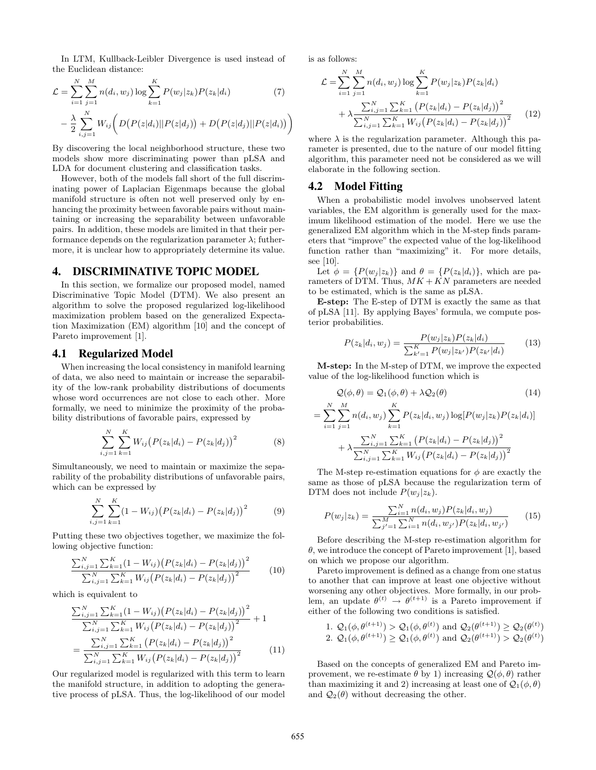In LTM, Kullback-Leibler Divergence is used instead of the Euclidean distance:

$$\mathcal{L} = \sum_{i=1}^{N}\sum_{j=1}^{M} n(d_i, w_j) \log \sum_{k=1}^{K} P(w_j|z_k)P(z_k|d_i) \quad (7)$$
$$- \frac{\lambda}{2} \sum_{i,j=1}^{N} W_{ij}\Big( D\big(P(z|d_i)||P(z|d_j)\big) + D\big(P(z|d_j)||P(z|d_i)\big)\Big)$$

By discovering the local neighborhood structure, these two models show more discriminating power than pLSA and LDA for document clustering and classification tasks.

However, both of the models fall short of the full discriminating power of Laplacian Eigenmaps because the global manifold structure is often not well preserved only by enhancing the proximity between favorable pairs without maintaining or increasing the separability between unfavorable pairs. In addition, these models are limited in that their performance depends on the regularization parameter $\lambda$; futhermore, it is unclear how to appropriately determine its value.

# 4. DISCRIMINATIVE TOPIC MODEL

In this section, we formalize our proposed model, named Discriminative Topic Model (DTM). We also present an algorithm to solve the proposed regularized log-likelihood maximization problem based on the generalized Expectation Maximization (EM) algorithm [10] and the concept of Pareto improvement [1].

## 4.1 Regularized Model

When increasing the local consistency in manifold learning of data, we also need to maintain or increase the separability of the low-rank probability distributions of documents whose word occurrences are not close to each other. More formally, we need to minimize the proximity of the probability distributions of favorable pairs, expressed by

$$\sum_{i,j=1}^{N}\sum_{k=1}^{K} W_{ij}\big(P(z_k|d_i) - P(z_k|d_j)\big)^2 \quad (8)$$

Simultaneously, we need to maintain or maximize the separability of the probability distributions of unfavorable pairs, which can be expressed by

$$\sum_{i,j=1}^{N}\sum_{k=1}^{K} (1 - W_{ij})\big(P(z_k|d_i) - P(z_k|d_j)\big)^2 \quad (9)$$

Putting these two objectives together, we maximize the following objective function:

$$\frac{\sum_{i,j=1}^{N}\sum_{k=1}^{K}(1-W_{ij})\big(P(z_k|d_i) - P(z_k|d_j)\big)^2}{\sum_{i,j=1}^{N}\sum_{k=1}^{K} W_{ij}\big(P(z_k|d_i) - P(z_k|d_j)\big)^2} \quad (10)$$

which is equivalent to

$$\frac{\sum_{i,j=1}^{N}\sum_{k=1}^{K}(1-W_{ij})\big(P(z_k|d_i) - P(z_k|d_j)\big)^2}{\sum_{i,j=1}^{N}\sum_{k=1}^{K} W_{ij}\big(P(z_k|d_i) - P(z_k|d_j)\big)^2} + 1$$
$$= \frac{\sum_{i,j=1}^{N}\sum_{k=1}^{K}\big(P(z_k|d_i) - P(z_k|d_j)\big)^2}{\sum_{i,j=1}^{N}\sum_{k=1}^{K} W_{ij}\big(P(z_k|d_i) - P(z_k|d_j)\big)^2} \quad (11)$$

Our regularized model is regularized with this term to learn the manifold structure, in addition to adopting the generative process of pLSA. Thus, the log-likelihood of our model is as follows:

$$\mathcal{L} = \sum_{i=1}^{N}\sum_{j=1}^{M} n(d_i, w_j) \log \sum_{k=1}^{K} P(w_j|z_k)P(z_k|d_i)$$
$$+ \lambda \frac{\sum_{i,j=1}^{N}\sum_{k=1}^{K}\big(P(z_k|d_i) - P(z_k|d_j)\big)^2}{\sum_{i,j=1}^{N}\sum_{k=1}^{K} W_{ij}\big(P(z_k|d_i) - P(z_k|d_j)\big)^2} \quad (12)$$

where $\lambda$ is the regularization parameter. Although this parameter is presented, due to the nature of our model fitting algorithm, this parameter need not be considered as we will elaborate in the following section.

## 4.2 Model Fitting

When a probabilistic model involves unobserved latent variables, the EM algorithm is generally used for the maximum likelihood estimation of the model. Here we use the generalized EM algorithm which in the M-step finds parameters that "improve" the expected value of the log-likelihood function rather than "maximizing" it. For more details, see [10].

Let $\phi = \{P(w_j|z_k)\}$ and $\theta = \{P(z_k|d_i)\}$, which are parameters of DTM. Thus, $MK + KN$ parameters are needed to be estimated, which is the same as pLSA.

**E-step:** The E-step of DTM is exactly the same as that of pLSA [11]. By applying Bayes' formula, we compute posterior probabilities.

$$P(z_k|d_i, w_j) = \frac{P(w_j|z_k)P(z_k|d_i)}{\sum_{k'=1}^{K} P(w_j|z_{k'})P(z_{k'}|d_i)} \quad (13)$$

**M-step:** In the M-step of DTM, we improve the expected value of the log-likelihood function which is

$$\mathcal{Q}(\phi, \theta) = \mathcal{Q}_1(\phi, \theta) + \lambda\mathcal{Q}_2(\theta) \quad (14)$$
$$= \sum_{i=1}^{N}\sum_{j=1}^{M} n(d_i, w_j) \sum_{k=1}^{K} P(z_k|d_i, w_j) \log[P(w_j|z_k)P(z_k|d_i)]$$
$$+ \lambda \frac{\sum_{i,j=1}^{N}\sum_{k=1}^{K}\big(P(z_k|d_i) - P(z_k|d_j)\big)^2}{\sum_{i,j=1}^{N}\sum_{k=1}^{K} W_{ij}\big(P(z_k|d_i) - P(z_k|d_j)\big)^2}$$

The M-step re-estimation equations for $\phi$ are exactly the same as those of pLSA because the regularization term of DTM does not include $P(w_j|z_k)$.

$$P(w_j|z_k) = \frac{\sum_{i=1}^{N} n(d_i, w_j)P(z_k|d_i, w_j)}{\sum_{j'=1}^{M}\sum_{i=1}^{N} n(d_i, w_{j'})P(z_k|d_i, w_{j'})} \quad (15)$$

Before describing the M-step re-estimation algorithm for $\theta$, we introduce the concept of Pareto improvement [1], based on which we propose our algorithm.

Pareto improvement is defined as a change from one status to another that can improve at least one objective without worsening any other objectives. More formally, in our problem, an update $\theta^{(t)} \rightarrow \theta^{(t+1)}$ is a Pareto improvement if either of the following two conditions is satisfied.

1. $\mathcal{Q}_1(\phi, \theta^{(t+1)}) > \mathcal{Q}_1(\phi, \theta^{(t)})$ and $\mathcal{Q}_2(\theta^{(t+1)}) \geq \mathcal{Q}_2(\theta^{(t)})$
2. $\mathcal{Q}_1(\phi, \theta^{(t+1)}) \geq \mathcal{Q}_1(\phi, \theta^{(t)})$ and $\mathcal{Q}_2(\theta^{(t+1)}) > \mathcal{Q}_2(\theta^{(t)})$

Based on the concepts of generalized EM and Pareto improvement, we re-estimate $\theta$ by 1) increasing $\mathcal{Q}(\phi, \theta)$ rather than maximizing it and 2) increasing at least one of $\mathcal{Q}_1(\phi, \theta)$ and $\mathcal{Q}_2(\theta)$ without decreasing the other.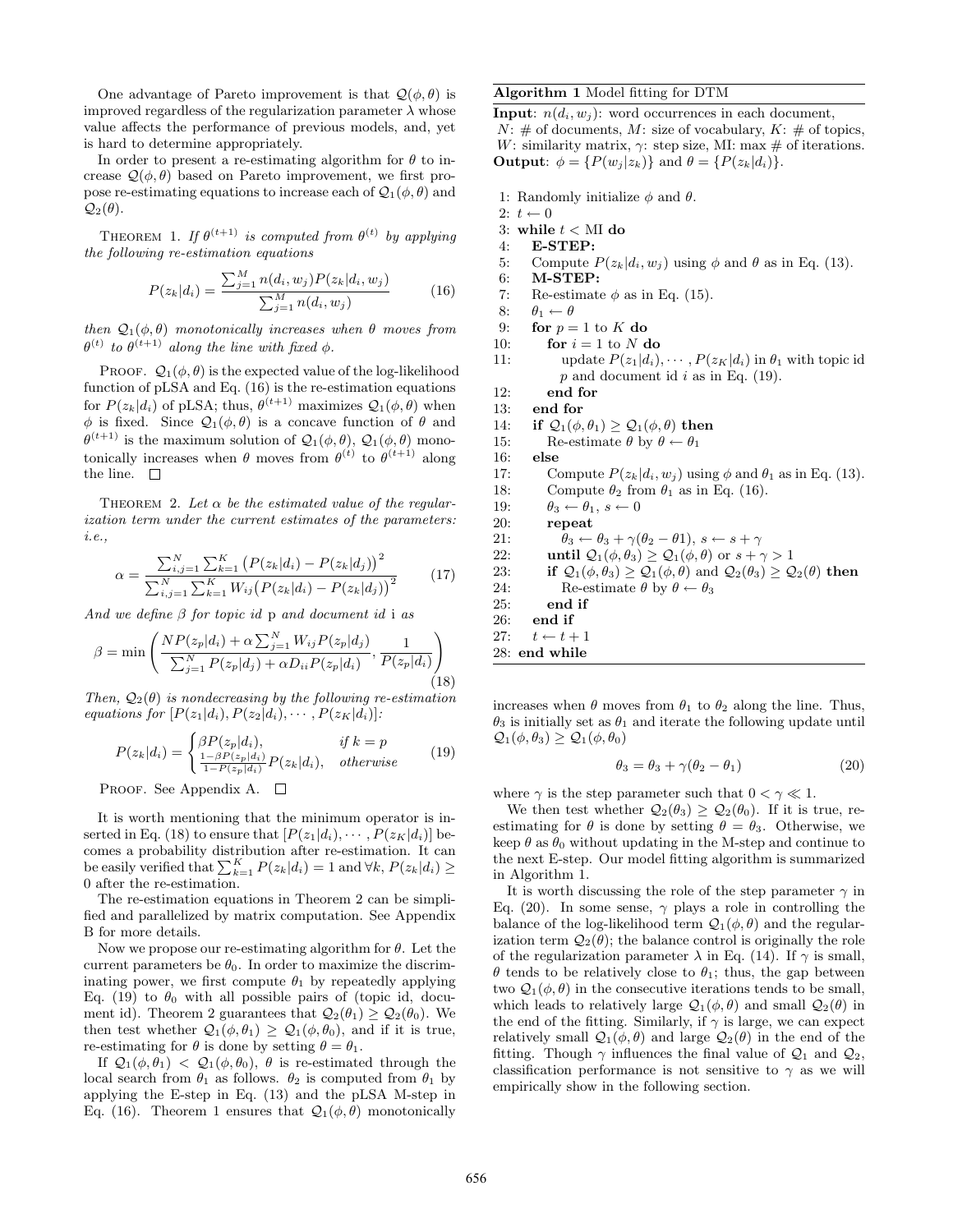One advantage of Pareto improvement is that $\mathcal{Q}(\phi, \theta)$ is improved regardless of the regularization parameter $\lambda$ whose value affects the performance of previous models, and, yet is hard to determine appropriately.

In order to present a re-estimating algorithm for $\theta$ to increase $\mathcal{Q}(\phi, \theta)$ based on Pareto improvement, we first propose re-estimating equations to increase each of $\mathcal{Q}_1(\phi, \theta)$ and $\mathcal{Q}_2(\theta)$.

THEOREM 1. *If $\theta^{(t+1)}$ is computed from $\theta^{(t)}$ by applying the following re-estimation equations*

$$P(z_k|d_i) = \frac{\sum_{j=1}^{M} n(d_i, w_j) P(z_k|d_i, w_j)}{\sum_{j=1}^{M} n(d_i, w_j)} \tag{16}$$

*then $\mathcal{Q}_1(\phi, \theta)$ monotonically increases when $\theta$ moves from $\theta^{(t)}$ to $\theta^{(t+1)}$ along the line with fixed $\phi$.*

PROOF. $\mathcal{Q}_1(\phi, \theta)$ is the expected value of the log-likelihood function of pLSA and Eq. (16) is the re-estimation equations for $P(z_k|d_i)$ of pLSA; thus, $\theta^{(t+1)}$ maximizes $\mathcal{Q}_1(\phi, \theta)$ when $\phi$ is fixed. Since $\mathcal{Q}_1(\phi, \theta)$ is a concave function of $\theta$ and $\theta^{(t+1)}$ is the maximum solution of $\mathcal{Q}_1(\phi, \theta)$, $\mathcal{Q}_1(\phi, \theta)$ monotonically increases when $\theta$ moves from $\theta^{(t)}$ to $\theta^{(t+1)}$ along the line. □

THEOREM 2. *Let $\alpha$ be the estimated value of the regularization term under the current estimates of the parameters: i.e.,*

$$\alpha = \frac{\sum_{i,j=1}^{N} \sum_{k=1}^{K} \big(P(z_k|d_i) - P(z_k|d_j)\big)^2}{\sum_{i,j=1}^{N} \sum_{k=1}^{K} W_{ij} \big(P(z_k|d_i) - P(z_k|d_j)\big)^2} \tag{17}$$

*And we define $\beta$ for topic id* p *and document id* i *as*

$$\beta = \min\left( \frac{NP(z_p|d_i) + \alpha \sum_{j=1}^{N} W_{ij} P(z_p|d_j)}{\sum_{j=1}^{N} P(z_p|d_j) + \alpha D_{ii} P(z_p|d_i)}, \frac{1}{P(z_p|d_i)} \right) \tag{18}$$

*Then, $\mathcal{Q}_2(\theta)$ is nondecreasing by the following re-estimation equations for $[P(z_1|d_i), P(z_2|d_i), \cdots, P(z_K|d_i)]$:*

$$P(z_k|d_i) = \begin{cases} \beta P(z_p|d_i), & \text{if } k = p \\ \frac{1 - \beta P(z_p|d_i)}{1 - P(z_p|d_i)} P(z_k|d_i), & \text{otherwise} \end{cases} \tag{19}$$

PROOF. See Appendix A. □

It is worth mentioning that the minimum operator is inserted in Eq. (18) to ensure that $[P(z_1|d_i), \cdots, P(z_K|d_i)]$ becomes a probability distribution after re-estimation. It can be easily verified that $\sum_{k=1}^{K} P(z_k|d_i) = 1$ and $\forall k, P(z_k|d_i) \geq 0$ after the re-estimation.

The re-estimation equations in Theorem 2 can be simplified and parallelized by matrix computation. See Appendix B for more details.

Now we propose our re-estimating algorithm for $\theta$. Let the current parameters be $\theta_0$. In order to maximize the discriminating power, we first compute $\theta_1$ by repeatedly applying Eq. (19) to $\theta_0$ with all possible pairs of (topic id, document id). Theorem 2 guarantees that $\mathcal{Q}_2(\theta_1) \geq \mathcal{Q}_2(\theta_0)$. We then test whether $\mathcal{Q}_1(\phi, \theta_1) \geq \mathcal{Q}_1(\phi, \theta_0)$, and if it is true, re-estimating for $\theta$ is done by setting $\theta = \theta_1$.

If $\mathcal{Q}_1(\phi, \theta_1) < \mathcal{Q}_1(\phi, \theta_0)$, $\theta$ is re-estimated through the local search from $\theta_1$ as follows. $\theta_2$ is computed from $\theta_1$ by applying the E-step in Eq. (13) and the pLSA M-step in Eq. (16). Theorem 1 ensures that $\mathcal{Q}_1(\phi, \theta)$ monotonically increases when $\theta$ moves from $\theta_1$ to $\theta_2$ along the line. Thus, $\theta_3$ is initially set as $\theta_1$ and iterate the following update until $\mathcal{Q}_1(\phi, \theta_3) \geq \mathcal{Q}_1(\phi, \theta_0)$

$$\theta_3 = \theta_3 + \gamma(\theta_2 - \theta_1) \tag{20}$$

where $\gamma$ is the step parameter such that $0 < \gamma \ll 1$.

We then test whether $\mathcal{Q}_2(\theta_3) \geq \mathcal{Q}_2(\theta_0)$. If it is true, re-estimating for $\theta$ is done by setting $\theta = \theta_3$. Otherwise, we keep $\theta$ as $\theta_0$ without updating in the M-step and continue to the next E-step. Our model fitting algorithm is summarized in Algorithm 1.

It is worth discussing the role of the step parameter $\gamma$ in Eq. (20). In some sense, $\gamma$ plays a role in controlling the balance of the log-likelihood term $\mathcal{Q}_1(\phi, \theta)$ and the regularization term $\mathcal{Q}_2(\theta)$; the balance control is originally the role of the regularization parameter $\lambda$ in Eq. (14). If $\gamma$ is small, $\theta$ tends to be relatively close to $\theta_1$; thus, the gap between two $\mathcal{Q}_1(\phi, \theta)$ in the consecutive iterations tends to be small, which leads to relatively large $\mathcal{Q}_1(\phi, \theta)$ and small $\mathcal{Q}_2(\theta)$ in the end of the fitting. Similarly, if $\gamma$ is large, we can expect relatively small $\mathcal{Q}_1(\phi, \theta)$ and large $\mathcal{Q}_2(\theta)$ in the end of the fitting. Though $\gamma$ influences the final value of $\mathcal{Q}_1$ and $\mathcal{Q}_2$, classification performance is not sensitive to $\gamma$ as we will empirically show in the following section.

**Algorithm 1** Model fitting for DTM

**Input**: $n(d_i, w_j)$: word occurrences in each document, $N$: # of documents, $M$: size of vocabulary, $K$: # of topics, $W$: similarity matrix, $\gamma$: step size, MI: max # of iterations.
**Output**: $\phi = \{P(w_j|z_k)\}$ and $\theta = \{P(z_k|d_i)\}$.

```
 1: Randomly initialize φ and θ.
 2: t ← 0
 3: while t < MI do
 4:   E-STEP:
 5:   Compute P(z_k|d_i, w_j) using φ and θ as in Eq. (13).
 6:   M-STEP:
 7:   Re-estimate φ as in Eq. (15).
 8:   θ_1 ← θ
 9:   for p = 1 to K do
10:     for i = 1 to N do
11:       update P(z_1|d_i), ..., P(z_K|d_i) in θ_1 with topic id
          p and document id i as in Eq. (19).
12:     end for
13:   end for
14:   if Q_1(φ, θ_1) ≥ Q_1(φ, θ) then
15:     Re-estimate θ by θ ← θ_1
16:   else
17:     Compute P(z_k|d_i, w_j) using φ and θ_1 as in Eq. (13).
18:     Compute θ_2 from θ_1 as in Eq. (16).
19:     θ_3 ← θ_1, s ← 0
20:     repeat
21:       θ_3 ← θ_3 + γ(θ_2 − θ1), s ← s + γ
22:     until Q_1(φ, θ_3) ≥ Q_1(φ, θ) or s + γ > 1
23:     if Q_1(φ, θ_3) ≥ Q_1(φ, θ) and Q_2(θ_3) ≥ Q_2(θ) then
24:       Re-estimate θ by θ ← θ_3
25:     end if
26:   end if
27:   t ← t + 1
28: end while
```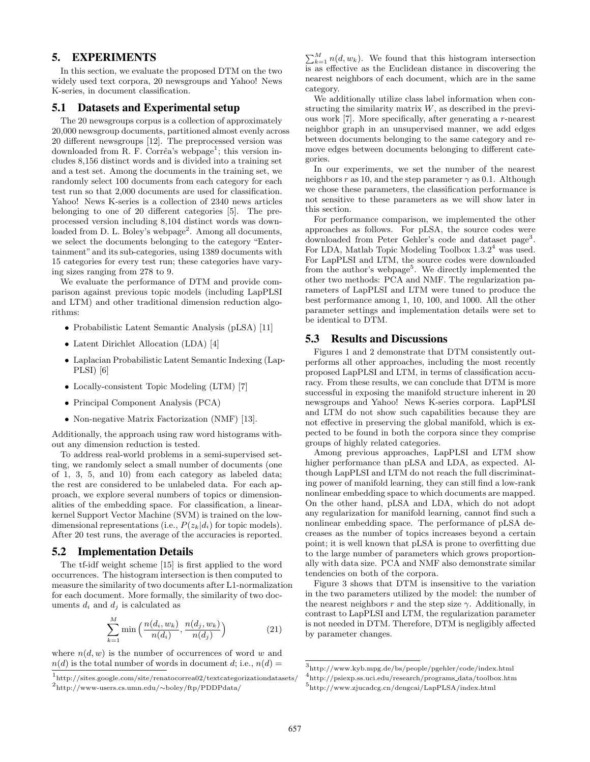## 5. EXPERIMENTS

In this section, we evaluate the proposed DTM on the two widely used text corpora, 20 newsgroups and Yahoo! News K-series, in document classification.

### 5.1 Datasets and Experimental setup

The 20 newsgroups corpus is a collection of approximately 20,000 newsgroup documents, partitioned almost evenly across 20 different newsgroups [12]. The preprocessed version was downloaded from R. F. Corrêa's webpage[1]; this version includes 8,156 distinct words and is divided into a training set and a test set. Among the documents in the training set, we randomly select 100 documents from each category for each test run so that 2,000 documents are used for classification. Yahoo! News K-series is a collection of 2340 news articles belonging to one of 20 different categories [5]. The preprocessed version including 8,104 distinct words was downloaded from D. L. Boley's webpage[2]. Among all documents, we select the documents belonging to the category "Entertainment" and its sub-categories, using 1389 documents with 15 categories for every test run; these categories have varying sizes ranging from 278 to 9.

We evaluate the performance of DTM and provide comparison against previous topic models (including LapPLSI and LTM) and other traditional dimension reduction algorithms:

- Probabilistic Latent Semantic Analysis (pLSA) [11]
- Latent Dirichlet Allocation (LDA) [4]
- Laplacian Probabilistic Latent Semantic Indexing (LapPLSI) [6]
- Locally-consistent Topic Modeling (LTM) [7]
- Principal Component Analysis (PCA)
- Non-negative Matrix Factorization (NMF) [13].

Additionally, the approach using raw word histograms without any dimension reduction is tested.

To address real-world problems in a semi-supervised setting, we randomly select a small number of documents (one of 1, 3, 5, and 10) from each category as labeled data; the rest are considered to be unlabeled data. For each approach, we explore several numbers of topics or dimensionalities of the embedding space. For classification, a linear-kernel Support Vector Machine (SVM) is trained on the low-dimensional representations (i.e., $P(z_k|d_i)$ for topic models). After 20 test runs, the average of the accuracies is reported.

### 5.2 Implementation Details

The tf-idf weight scheme [15] is first applied to the word occurrences. The histogram intersection is then computed to measure the similarity of two documents after L1-normalization for each document. More formally, the similarity of two documents $d_i$ and $d_j$ is calculated as

$$\sum_{k=1}^{M} \min\Big(\frac{n(d_i, w_k)}{n(d_i)}, \frac{n(d_j, w_k)}{n(d_j)}\Big) \tag{21}$$

where $n(d, w)$ is the number of occurrences of word $w$ and $n(d)$ is the total number of words in document $d$; i.e., $n(d) = \sum_{k=1}^{M} n(d, w_k)$. We found that this histogram intersection is as effective as the Euclidean distance in discovering the nearest neighbors of each document, which are in the same category.

We additionally utilize class label information when constructing the similarity matrix $W$, as described in the previous work [7]. More specifically, after generating a $r$-nearest neighbor graph in an unsupervised manner, we add edges between documents belonging to the same category and remove edges between documents belonging to different categories.

In our experiments, we set the number of the nearest neighbors $r$ as 10, and the step parameter $\gamma$ as 0.1. Although we chose these parameters, the classification performance is not sensitive to these parameters as we will show later in this section.

For performance comparison, we implemented the other approaches as follows. For pLSA, the source codes were downloaded from Peter Gehler's code and dataset page[3]. For LDA, Matlab Topic Modeling Toolbox 1.3.2[4] was used. For LapPLSI and LTM, the source codes were downloaded from the author's webpage[5]. We directly implemented the other two methods: PCA and NMF. The regularization parameters of LapPLSI and LTM were tuned to produce the best performance among 1, 10, 100, and 1000. All the other parameter settings and implementation details were set to be identical to DTM.

### 5.3 Results and Discussions

Figures 1 and 2 demonstrate that DTM consistently outperforms all other approaches, including the most recently proposed LapPLSI and LTM, in terms of classification accuracy. From these results, we can conclude that DTM is more successful in exposing the manifold structure inherent in 20 newsgroups and Yahoo! News K-series corpora. LapPLSI and LTM do not show such capabilities because they are not effective in preserving the global manifold, which is expected to be found in both the corpora since they comprise groups of highly related categories.

Among previous approaches, LapPLSI and LTM show higher performance than pLSA and LDA, as expected. Although LapPLSI and LTM do not reach the full discriminating power of manifold learning, they can still find a low-rank nonlinear embedding space to which documents are mapped. On the other hand, pLSA and LDA, which do not adopt any regularization for manifold learning, cannot find such a nonlinear embedding space. The performance of pLSA decreases as the number of topics increases beyond a certain point; it is well known that pLSA is prone to overfitting due to the large number of parameters which grows proportionally with data size. PCA and NMF also demonstrate similar tendencies on both of the corpora.

Figure 3 shows that DTM is insensitive to the variation in the two parameters utilized by the model: the number of the nearest neighbors $r$ and the step size $\gamma$. Additionally, in contrast to LapPLSI and LTM, the regularization parameter is not needed in DTM. Therefore, DTM is negligibly affected by parameter changes.

[1] http://sites.google.com/site/renatocorrea02/textcategorizationdatasets/

[2] http://www-users.cs.umn.edu/∼boley/ftp/PDDPdata/

[3] http://www.kyb.mpg.de/bs/people/pgehler/code/index.html

[4] http://psiexp.ss.uci.edu/research/programs_data/toolbox.htm

[5] http://www.zjucadcg.cn/dengcai/LapPLSA/index.html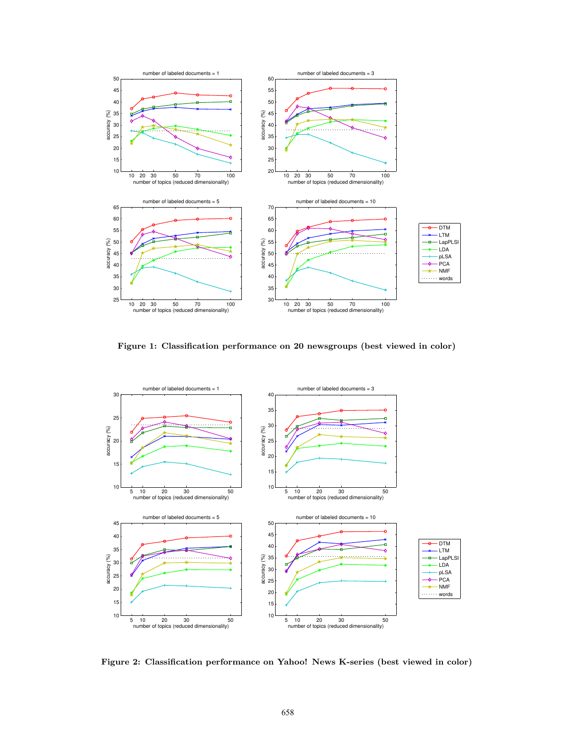**Figure 1: Classification performance on 20 newsgroups (best viewed in color)**

**Figure 2: Classification performance on Yahoo! News K-series (best viewed in color)**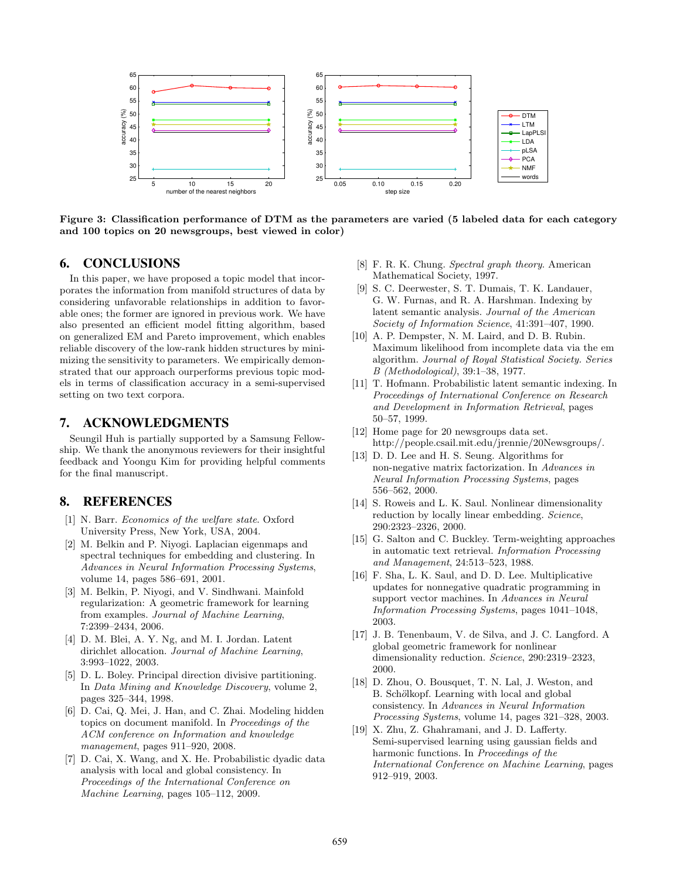Figure 3: Classification performance of DTM as the parameters are varied (5 labeled data for each category and 100 topics on 20 newsgroups, best viewed in color)

## 6. CONCLUSIONS

In this paper, we have proposed a topic model that incorporates the information from manifold structures of data by considering unfavorable relationships in addition to favorable ones; the former are ignored in previous work. We have also presented an efficient model fitting algorithm, based on generalized EM and Pareto improvement, which enables reliable discovery of the low-rank hidden structures by minimizing the sensitivity to parameters. We empirically demonstrated that our approach ourperforms previous topic models in terms of classification accuracy in a semi-supervised setting on two text corpora.

## 7. ACKNOWLEDGMENTS

Seungil Huh is partially supported by a Samsung Fellowship. We thank the anonymous reviewers for their insightful feedback and Yoongu Kim for providing helpful comments for the final manuscript.

## 8. REFERENCES

[1] N. Barr. *Economics of the welfare state*. Oxford University Press, New York, USA, 2004.

[2] M. Belkin and P. Niyogi. Laplacian eigenmaps and spectral techniques for embedding and clustering. In *Advances in Neural Information Processing Systems*, volume 14, pages 586–691, 2001.

[3] M. Belkin, P. Niyogi, and V. Sindhwani. Mainfold regularization: A geometric framework for learning from examples. *Journal of Machine Learning*, 7:2399–2434, 2006.

[4] D. M. Blei, A. Y. Ng, and M. I. Jordan. Latent dirichlet allocation. *Journal of Machine Learning*, 3:993–1022, 2003.

[5] D. L. Boley. Principal direction divisive partitioning. In *Data Mining and Knowledge Discovery*, volume 2, pages 325–344, 1998.

[6] D. Cai, Q. Mei, J. Han, and C. Zhai. Modeling hidden topics on document manifold. In *Proceedings of the ACM conference on Information and knowledge management*, pages 911–920, 2008.

[7] D. Cai, X. Wang, and X. He. Probabilistic dyadic data analysis with local and global consistency. In *Proceedings of the International Conference on Machine Learning*, pages 105–112, 2009.

[8] F. R. K. Chung. *Spectral graph theory*. American Mathematical Society, 1997.

[9] S. C. Deerwester, S. T. Dumais, T. K. Landauer, G. W. Furnas, and R. A. Harshman. Indexing by latent semantic analysis. *Journal of the American Society of Information Science*, 41:391–407, 1990.

[10] A. P. Dempster, N. M. Laird, and D. B. Rubin. Maximum likelihood from incomplete data via the em algorithm. *Journal of Royal Statistical Society. Series B (Methodological)*, 39:1–38, 1977.

[11] T. Hofmann. Probabilistic latent semantic indexing. In *Proceedings of International Conference on Research and Development in Information Retrieval*, pages 50–57, 1999.

[12] Home page for 20 newsgroups data set. http://people.csail.mit.edu/jrennie/20Newsgroups/.

[13] D. D. Lee and H. S. Seung. Algorithms for non-negative matrix factorization. In *Advances in Neural Information Processing Systems*, pages 556–562, 2000.

[14] S. Roweis and L. K. Saul. Nonlinear dimensionality reduction by locally linear embedding. *Science*, 290:2323–2326, 2000.

[15] G. Salton and C. Buckley. Term-weighting approaches in automatic text retrieval. *Information Processing and Management*, 24:513–523, 1988.

[16] F. Sha, L. K. Saul, and D. D. Lee. Multiplicative updates for nonnegative quadratic programming in support vector machines. In *Advances in Neural Information Processing Systems*, pages 1041–1048, 2003.

[17] J. B. Tenenbaum, V. de Silva, and J. C. Langford. A global geometric framework for nonlinear dimensionality reduction. *Science*, 290:2319–2323, 2000.

[18] D. Zhou, O. Bousquet, T. N. Lal, J. Weston, and B. Schölkopf. Learning with local and global consistency. In *Advances in Neural Information Processing Systems*, volume 14, pages 321–328, 2003.

[19] X. Zhu, Z. Ghahramani, and J. D. Lafferty. Semi-supervised learning using gaussian fields and harmonic functions. In *Proceedings of the International Conference on Machine Learning*, pages 912–919, 2003.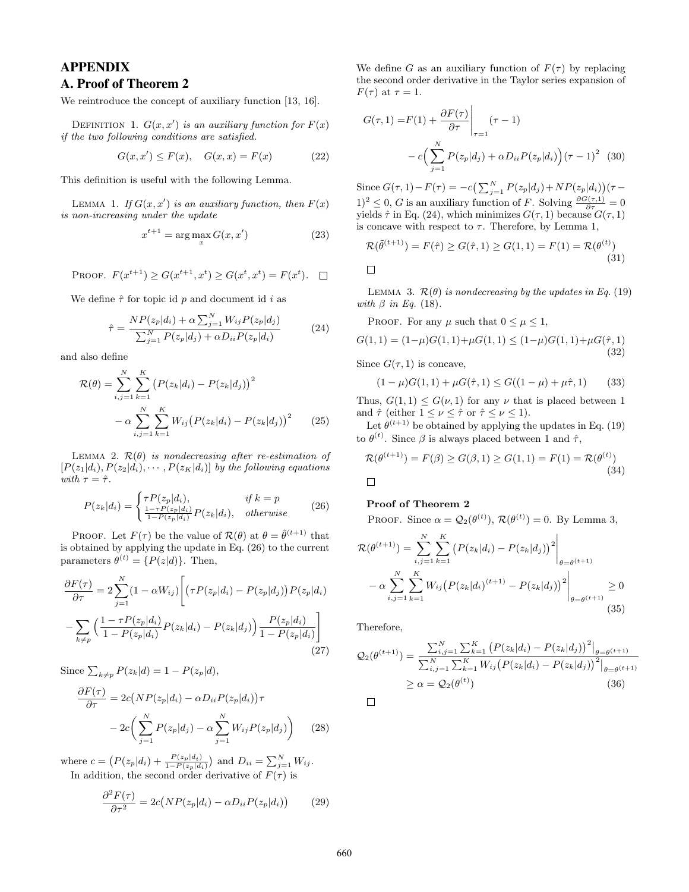# APPENDIX

## A. Proof of Theorem 2

We reintroduce the concept of auxiliary function [13, 16].

Definition 1. *$G(x, x')$ is an auxiliary function for $F(x)$ if the two following conditions are satisfied.*

$$G(x, x') \le F(x), \quad G(x, x) = F(x) \tag{22}$$

This definition is useful with the following Lemma.

Lemma 1. *If $G(x, x')$ is an auxiliary function, then $F(x)$ is non-increasing under the update*

$$x^{t+1} = \arg\max_{x} G(x, x') \tag{23}$$

Proof. $F(x^{t+1}) \ge G(x^{t+1}, x^t) \ge G(x^t, x^t) = F(x^t)$. □

We define $\hat{\tau}$ for topic id $p$ and document id $i$ as

$$\hat{\tau} = \frac{NP(z_p|d_i) + \alpha \sum_{j=1}^{N} W_{ij} P(z_p|d_j)}{\sum_{j=1}^{N} P(z_p|d_j) + \alpha D_{ii} P(z_p|d_i)} \tag{24}$$

and also define

$$\mathcal{R}(\theta) = \sum_{i,j=1}^{N} \sum_{k=1}^{K} \big(P(z_k|d_i) - P(z_k|d_j)\big)^2 - \alpha \sum_{i,j=1}^{N} \sum_{k=1}^{K} W_{ij} \big(P(z_k|d_i) - P(z_k|d_j)\big)^2 \tag{25}$$

Lemma 2. *$\mathcal{R}(\theta)$ is nondecreasing after re-estimation of $[P(z_1|d_i), P(z_2|d_i), \cdots, P(z_K|d_i)]$ by the following equations with $\tau = \hat{\tau}$.*

$$P(z_k|d_i) = \begin{cases} \tau P(z_p|d_i), & \text{if } k = p \\ \frac{1-\tau P(z_p|d_i)}{1-P(z_p|d_i)} P(z_k|d_i), & \text{otherwise} \end{cases} \tag{26}$$

Proof. Let $F(\tau)$ be the value of $\mathcal{R}(\theta)$ at $\theta = \tilde{\theta}^{(t+1)}$ that is obtained by applying the update in Eq. (26) to the current parameters $\theta^{(t)} = \{P(z|d)\}$. Then,

$$\frac{\partial F(\tau)}{\partial \tau} = 2\sum_{j=1}^{N} (1 - \alpha W_{ij}) \Bigg[ \big(\tau P(z_p|d_i) - P(z_p|d_j)\big) P(z_p|d_i) - \sum_{k \ne p} \Big( \frac{1 - \tau P(z_p|d_i)}{1 - P(z_p|d_i)} P(z_k|d_i) - P(z_k|d_j) \Big) \frac{P(z_p|d_i)}{1 - P(z_p|d_i)} \Bigg] \tag{27}$$

Since $\sum_{k \ne p} P(z_k|d) = 1 - P(z_p|d)$,

$$\frac{\partial F(\tau)}{\partial \tau} = 2c\big(NP(z_p|d_i) - \alpha D_{ii} P(z_p|d_i)\big)\tau - 2c\Big(\sum_{j=1}^{N} P(z_p|d_j) - \alpha \sum_{j=1}^{N} W_{ij} P(z_p|d_j)\Big) \tag{28}$$

where $c = \big(P(z_p|d_i) + \frac{P(z_p|d_i)}{1-P(z_p|d_i)}\big)$ and $D_{ii} = \sum_{j=1}^{N} W_{ij}$.

In addition, the second order derivative of $F(\tau)$ is

$$\frac{\partial^2 F(\tau)}{\partial \tau^2} = 2c\big(NP(z_p|d_i) - \alpha D_{ii} P(z_p|d_i)\big) \tag{29}$$

We define $G$ as an auxiliary function of $F(\tau)$ by replacing the second order derivative in the Taylor series expansion of $F(\tau)$ at $\tau = 1$.

$$G(\tau, 1) = F(1) + \frac{\partial F(\tau)}{\partial \tau}\bigg|_{\tau=1} (\tau - 1) - c\Big(\sum_{j=1}^{N} P(z_p|d_j) + \alpha D_{ii} P(z_p|d_i)\Big)(\tau - 1)^2 \tag{30}$$

Since $G(\tau, 1) - F(\tau) = -c\big(\sum_{j=1}^{N} P(z_p|d_j) + NP(z_p|d_i)\big)(\tau - 1)^2 \le 0$, $G$ is an auxiliary function of $F$. Solving $\frac{\partial G(\tau,1)}{\partial \tau} = 0$ yields $\hat{\tau}$ in Eq. (24), which minimizes $G(\tau, 1)$ because $G(\tau, 1)$ is concave with respect to $\tau$. Therefore, by Lemma 1,

$$\mathcal{R}(\tilde{\theta}^{(t+1)}) = F(\hat{\tau}) \ge G(\hat{\tau}, 1) \ge G(1, 1) = F(1) = \mathcal{R}(\theta^{(t)}) \tag{31}$$

□

Lemma 3. *$\mathcal{R}(\theta)$ is nondecreasing by the updates in Eq. (19) with $\beta$ in Eq. (18).*

Proof. For any $\mu$ such that $0 \le \mu \le 1$,

$$G(1, 1) = (1-\mu)G(1, 1) + \mu G(1, 1) \le (1-\mu)G(1, 1) + \mu G(\hat{\tau}, 1) \tag{32}$$

Since $G(\tau, 1)$ is concave,

$$(1-\mu)G(1, 1) + \mu G(\hat{\tau}, 1) \le G((1-\mu) + \mu\hat{\tau}, 1) \tag{33}$$

Thus, $G(1, 1) \le G(\nu, 1)$ for any $\nu$ that is placed between 1 and $\hat{\tau}$ (either $1 \le \nu \le \hat{\tau}$ or $\hat{\tau} \le \nu \le 1$).

Let $\theta^{(t+1)}$ be obtained by applying the updates in Eq. (19) to $\theta^{(t)}$. Since $\beta$ is always placed between 1 and $\hat{\tau}$,

$$\mathcal{R}(\theta^{(t+1)}) = F(\beta) \ge G(\beta, 1) \ge G(1, 1) = F(1) = \mathcal{R}(\theta^{(t)}) \tag{34}$$

□

### Proof of Theorem 2

Proof. Since $\alpha = \mathcal{Q}_2(\theta^{(t)})$, $\mathcal{R}(\theta^{(t)}) = 0$. By Lemma 3,

$$\mathcal{R}(\theta^{(t+1)}) = \sum_{i,j=1}^{N} \sum_{k=1}^{K} \big(P(z_k|d_i) - P(z_k|d_j)\big)^2 \bigg|_{\theta=\theta^{(t+1)}} - \alpha \sum_{i,j=1}^{N} \sum_{k=1}^{K} W_{ij} \big(P(z_k|d_i)^{(t+1)} - P(z_k|d_j)\big)^2 \bigg|_{\theta=\theta^{(t+1)}} \ge 0 \tag{35}$$

Therefore,

$$\mathcal{Q}_2(\theta^{(t+1)}) = \frac{\sum_{i,j=1}^{N} \sum_{k=1}^{K} \big(P(z_k|d_i) - P(z_k|d_j)\big)^2 \big|_{\theta=\theta^{(t+1)}}}{\sum_{i,j=1}^{N} \sum_{k=1}^{K} W_{ij} \big(P(z_k|d_i) - P(z_k|d_j)\big)^2 \big|_{\theta=\theta^{(t+1)}}} \ge \alpha = \mathcal{Q}_2(\theta^{(t)}) \tag{36}$$

□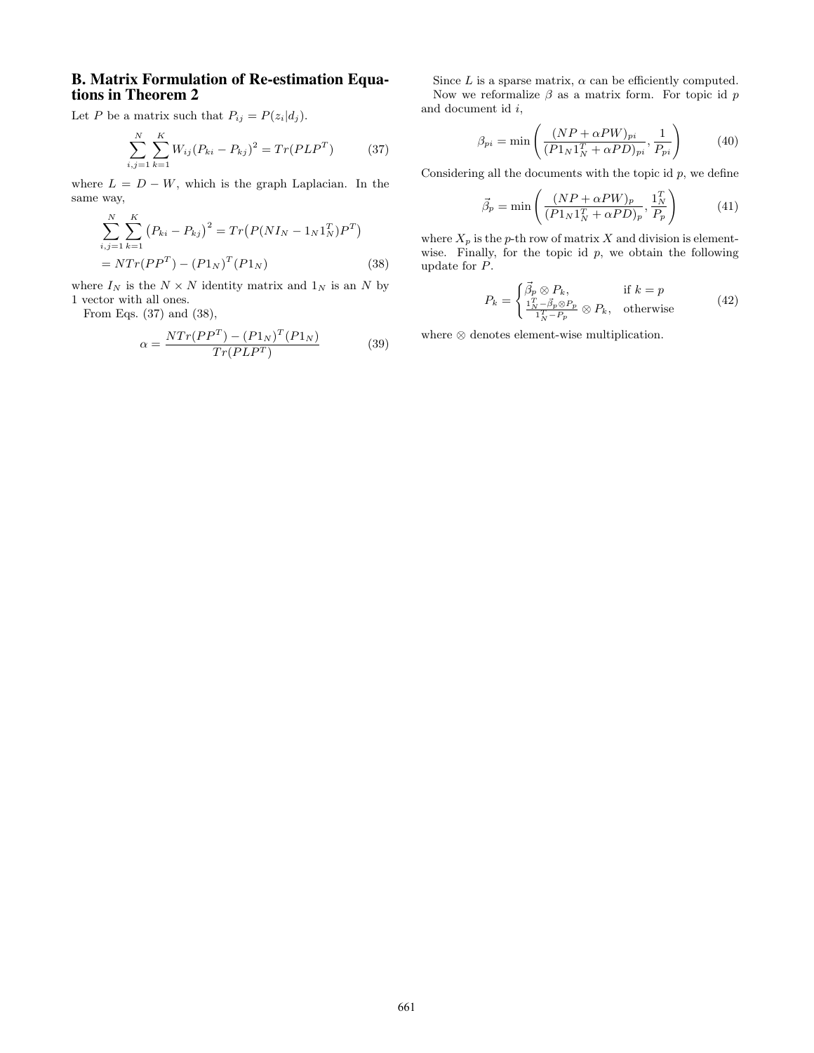## B. Matrix Formulation of Re-estimation Equations in Theorem 2

Let $P$ be a matrix such that $P_{ij} = P(z_i|d_j)$.

$$\sum_{i,j=1}^{N} \sum_{k=1}^{K} W_{ij}(P_{ki} - P_{kj})^2 = Tr(PLP^T) \tag{37}$$

where $L = D - W$, which is the graph Laplacian. In the same way,

$$\begin{aligned}\sum_{i,j=1}^{N} \sum_{k=1}^{K} \left(P_{ki} - P_{kj}\right)^2 &= Tr\left(P(NI_N - 1_N 1_N^T)P^T\right) \\ &= NTr(PP^T) - (P1_N)^T(P1_N) \end{aligned} \tag{38}$$

where $I_N$ is the $N \times N$ identity matrix and $1_N$ is an $N$ by 1 vector with all ones.

From Eqs. (37) and (38),

$$\alpha = \frac{NTr(PP^T) - (P1_N)^T(P1_N)}{Tr(PLP^T)} \tag{39}$$

Since $L$ is a sparse matrix, $\alpha$ can be efficiently computed.

Now we reformalize $\beta$ as a matrix form. For topic id $p$ and document id $i$,

$$\beta_{pi} = \min\left(\frac{(NP + \alpha PW)_{pi}}{(P1_N 1_N^T + \alpha PD)_{pi}}, \frac{1}{P_{pi}}\right) \tag{40}$$

Considering all the documents with the topic id $p$, we define

$$\vec{\beta}_p = \min\left(\frac{(NP + \alpha PW)_{p}}{(P1_N 1_N^T + \alpha PD)_{p}}, \frac{1_N^T}{P_{p}}\right) \tag{41}$$

where $X_p$ is the $p$-th row of matrix $X$ and division is element-wise. Finally, for the topic id $p$, we obtain the following update for $P$.

$$P_k = \begin{cases} \vec{\beta}_p \otimes P_k, & \text{if } k = p \\ \frac{1_N^T - \vec{\beta}_p \otimes P_p}{1_N^T - P_p} \otimes P_k, & \text{otherwise} \end{cases} \tag{42}$$

where $\otimes$ denotes element-wise multiplication.